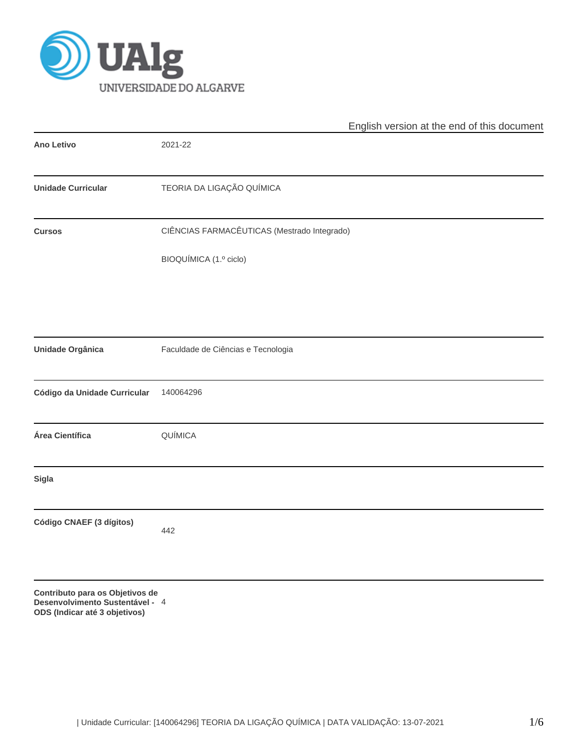English version at the end of this document

| | |
|---|---|
| **Ano Letivo** | 2021-22 |
| **Unidade Curricular** | TEORIA DA LIGAÇÃO QUÍMICA |
| **Cursos** | CIÊNCIAS FARMACÊUTICAS (Mestrado Integrado)<br>BIOQUÍMICA (1.º ciclo) |
| **Unidade Orgânica** | Faculdade de Ciências e Tecnologia |
| **Código da Unidade Curricular** | 140064296 |
| **Área Científica** | QUÍMICA |
| **Sigla** | |
| **Código CNAEF (3 dígitos)** | 442 |
| **Contributo para os Objetivos de Desenvolvimento Sustentável - ODS (Indicar até 3 objetivos)** | 4 |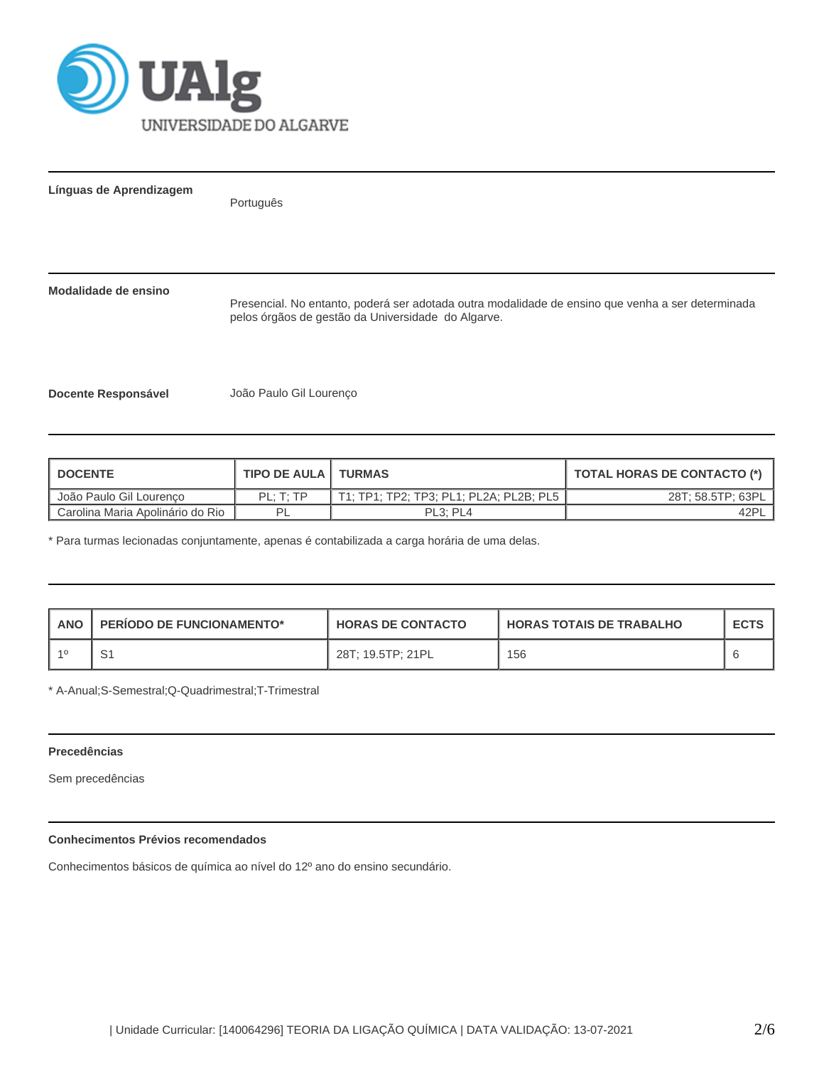**Línguas de Aprendizagem**

Português

**Modalidade de ensino**

Presencial. No entanto, poderá ser adotada outra modalidade de ensino que venha a ser determinada pelos órgãos de gestão da Universidade do Algarve.

**Docente Responsável**

João Paulo Gil Lourenço

| DOCENTE | TIPO DE AULA | TURMAS | TOTAL HORAS DE CONTACTO (*) |
|---|---|---|---|
| João Paulo Gil Lourenço | PL; T; TP | T1; TP1; TP2; TP3; PL1; PL2A; PL2B; PL5 | 28T; 58.5TP; 63PL |
| Carolina Maria Apolinário do Rio | PL | PL3; PL4 | 42PL |

* Para turmas lecionadas conjuntamente, apenas é contabilizada a carga horária de uma delas.

| ANO | PERÍODO DE FUNCIONAMENTO* | HORAS DE CONTACTO | HORAS TOTAIS DE TRABALHO | ECTS |
|---|---|---|---|---|
| 1º | S1 | 28T; 19.5TP; 21PL | 156 | 6 |

* A-Anual;S-Semestral;Q-Quadrimestral;T-Trimestral

**Precedências**

Sem precedências

**Conhecimentos Prévios recomendados**

Conhecimentos básicos de química ao nível do 12º ano do ensino secundário.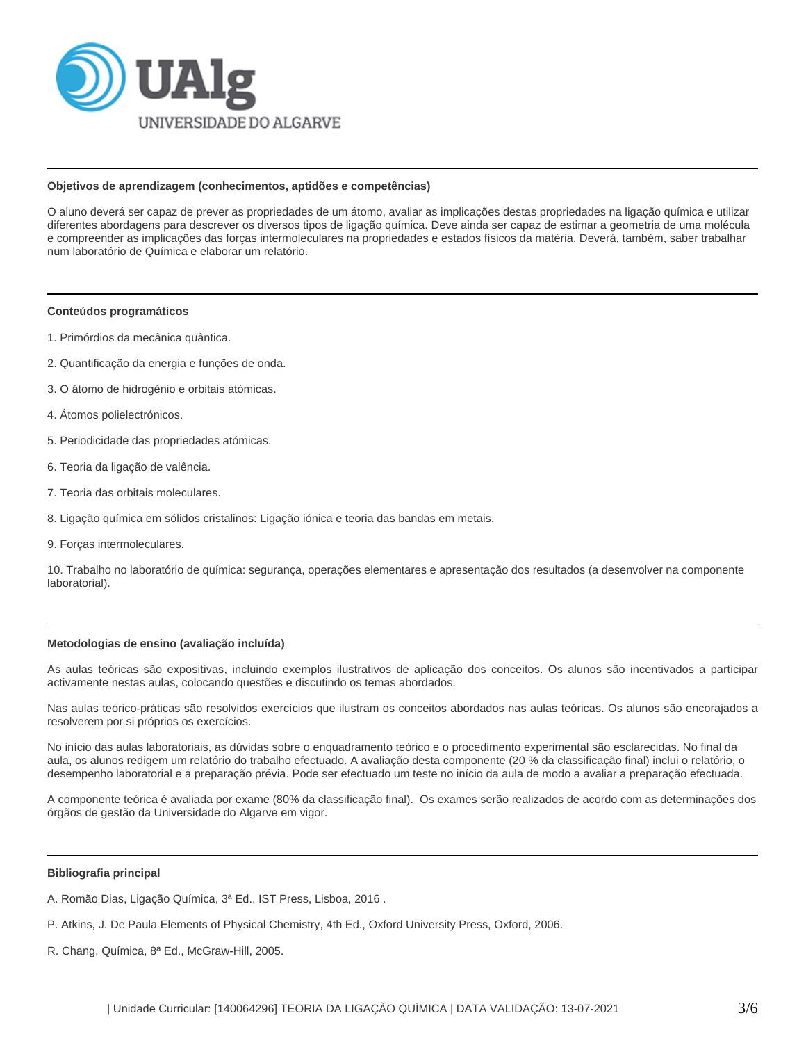### Objetivos de aprendizagem (conhecimentos, aptidões e competências)

O aluno deverá ser capaz de prever as propriedades de um átomo, avaliar as implicações destas propriedades na ligação química e utilizar diferentes abordagens para descrever os diversos tipos de ligação química. Deve ainda ser capaz de estimar a geometria de uma molécula e compreender as implicações das forças intermoleculares na propriedades e estados físicos da matéria. Deverá, também, saber trabalhar num laboratório de Química e elaborar um relatório.

### Conteúdos programáticos

1. Primórdios da mecânica quântica.

2. Quantificação da energia e funções de onda.

3. O átomo de hidrogénio e orbitais atómicas.

4. Átomos polielectrónicos.

5. Periodicidade das propriedades atómicas.

6. Teoria da ligação de valência.

7. Teoria das orbitais moleculares.

8. Ligação química em sólidos cristalinos: Ligação iónica e teoria das bandas em metais.

9. Forças intermoleculares.

10. Trabalho no laboratório de química: segurança, operações elementares e apresentação dos resultados (a desenvolver na componente laboratorial).

### Metodologias de ensino (avaliação incluída)

As aulas teóricas são expositivas, incluindo exemplos ilustrativos de aplicação dos conceitos. Os alunos são incentivados a participar activamente nestas aulas, colocando questões e discutindo os temas abordados.

Nas aulas teórico-práticas são resolvidos exercícios que ilustram os conceitos abordados nas aulas teóricas. Os alunos são encorajados a resolverem por si próprios os exercícios.

No início das aulas laboratoriais, as dúvidas sobre o enquadramento teórico e o procedimento experimental são esclarecidas. No final da aula, os alunos redigem um relatório do trabalho efectuado. A avaliação desta componente (20 % da classificação final) inclui o relatório, o desempenho laboratorial e a preparação prévia. Pode ser efectuado um teste no início da aula de modo a avaliar a preparação efectuada.

A componente teórica é avaliada por exame (80% da classificação final). Os exames serão realizados de acordo com as determinações dos órgãos de gestão da Universidade do Algarve em vigor.

### Bibliografia principal

A. Romão Dias, Ligação Química, 3ª Ed., IST Press, Lisboa, 2016 .

P. Atkins, J. De Paula Elements of Physical Chemistry, 4th Ed., Oxford University Press, Oxford, 2006.

R. Chang, Química, 8ª Ed., McGraw-Hill, 2005.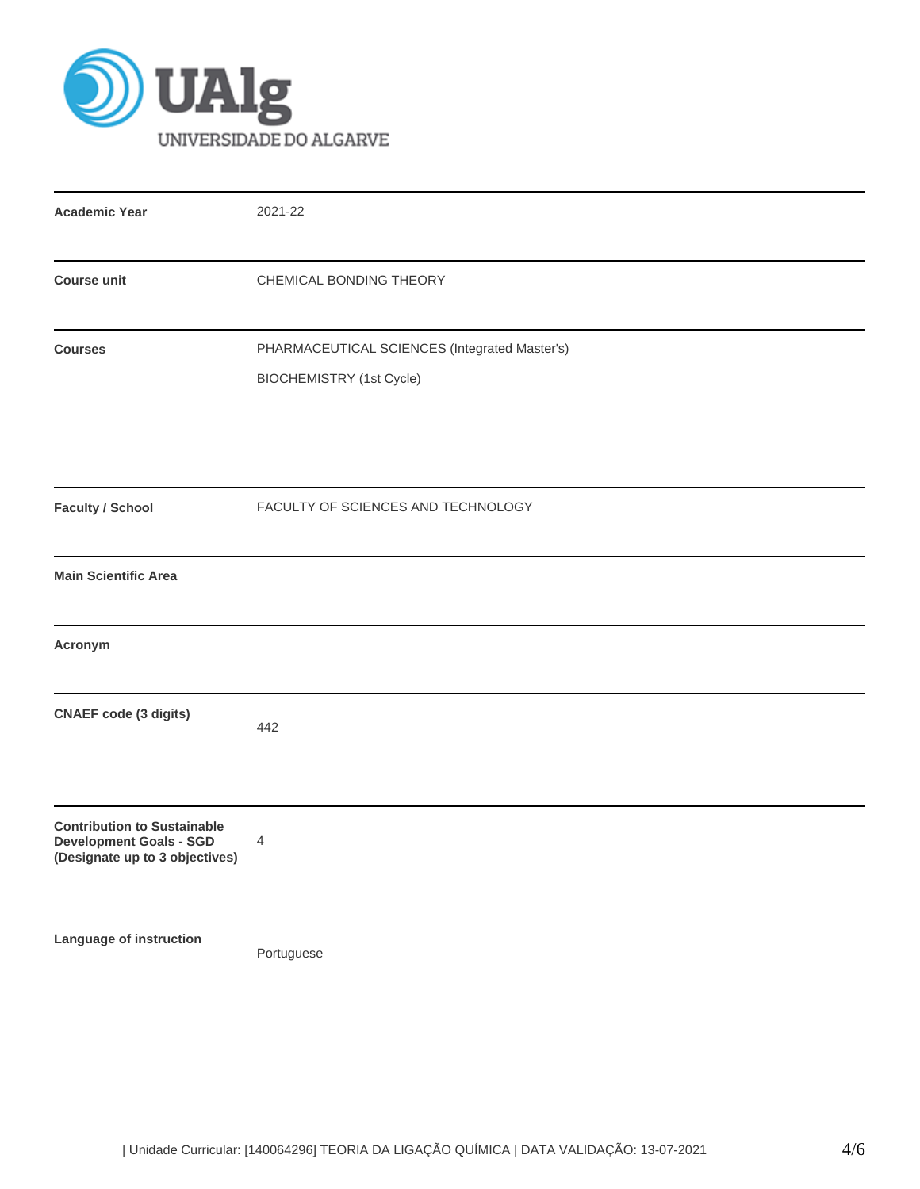| | |
|---|---|
| **Academic Year** | 2021-22 |
| **Course unit** | CHEMICAL BONDING THEORY |
| **Courses** | PHARMACEUTICAL SCIENCES (Integrated Master's)<br>BIOCHEMISTRY (1st Cycle) |
| **Faculty / School** | FACULTY OF SCIENCES AND TECHNOLOGY |
| **Main Scientific Area** | |
| **Acronym** | |
| **CNAEF code (3 digits)** | 442 |
| **Contribution to Sustainable Development Goals - SGD (Designate up to 3 objectives)** | 4 |
| **Language of instruction** | Portuguese |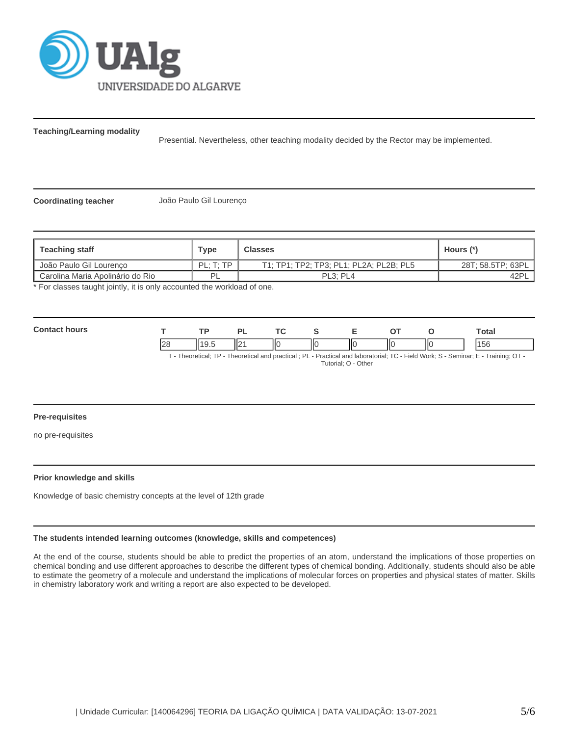**Teaching/Learning modality**

Presential. Nevertheless, other teaching modality decided by the Rector may be implemented.

**Coordinating teacher** João Paulo Gil Lourenço

| Teaching staff | Type | Classes | Hours (*) |
|---|---|---|---|
| João Paulo Gil Lourenço | PL; T; TP | T1; TP1; TP2; TP3; PL1; PL2A; PL2B; PL5 | 28T; 58.5TP; 63PL |
| Carolina Maria Apolinário do Rio | PL | PL3; PL4 | 42PL |

* For classes taught jointly, it is only accounted the workload of one.

**Contact hours**

| T | TP | PL | TC | S | E | OT | O | Total |
|---|---|---|---|---|---|---|---|---|
| 28 | 19.5 | 21 | 0 | 0 | 0 | 0 | 0 | 156 |

T - Theoretical; TP - Theoretical and practical ; PL - Practical and laboratorial; TC - Field Work; S - Seminar; E - Training; OT - Tutorial; O - Other

**Pre-requisites**

no pre-requisites

**Prior knowledge and skills**

Knowledge of basic chemistry concepts at the level of 12th grade

**The students intended learning outcomes (knowledge, skills and competences)**

At the end of the course, students should be able to predict the properties of an atom, understand the implications of those properties on chemical bonding and use different approaches to describe the different types of chemical bonding. Additionally, students should also be able to estimate the geometry of a molecule and understand the implications of molecular forces on properties and physical states of matter. Skills in chemistry laboratory work and writing a report are also expected to be developed.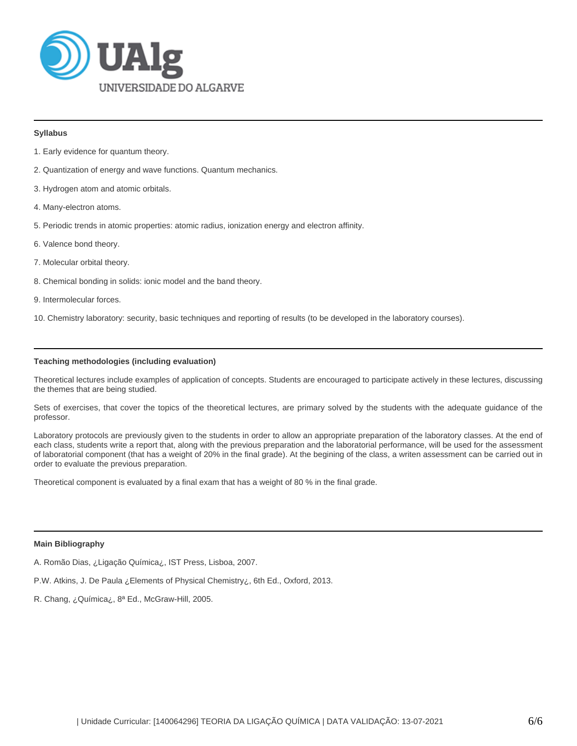## Syllabus

1. Early evidence for quantum theory.

2. Quantization of energy and wave functions. Quantum mechanics.

3. Hydrogen atom and atomic orbitals.

4. Many-electron atoms.

5. Periodic trends in atomic properties: atomic radius, ionization energy and electron affinity.

6. Valence bond theory.

7. Molecular orbital theory.

8. Chemical bonding in solids: ionic model and the band theory.

9. Intermolecular forces.

10. Chemistry laboratory: security, basic techniques and reporting of results (to be developed in the laboratory courses).

## Teaching methodologies (including evaluation)

Theoretical lectures include examples of application of concepts. Students are encouraged to participate actively in these lectures, discussing the themes that are being studied.

Sets of exercises, that cover the topics of the theoretical lectures, are primary solved by the students with the adequate guidance of the professor.

Laboratory protocols are previously given to the students in order to allow an appropriate preparation of the laboratory classes. At the end of each class, students write a report that, along with the previous preparation and the laboratorial performance, will be used for the assessment of laboratorial component (that has a weight of 20% in the final grade). At the begining of the class, a writen assessment can be carried out in order to evaluate the previous preparation.

Theoretical component is evaluated by a final exam that has a weight of 80 % in the final grade.

## Main Bibliography

A. Romão Dias, ¿Ligação Química¿, IST Press, Lisboa, 2007.

P.W. Atkins, J. De Paula ¿Elements of Physical Chemistry¿, 6th Ed., Oxford, 2013.

R. Chang, ¿Química¿, 8ª Ed., McGraw-Hill, 2005.